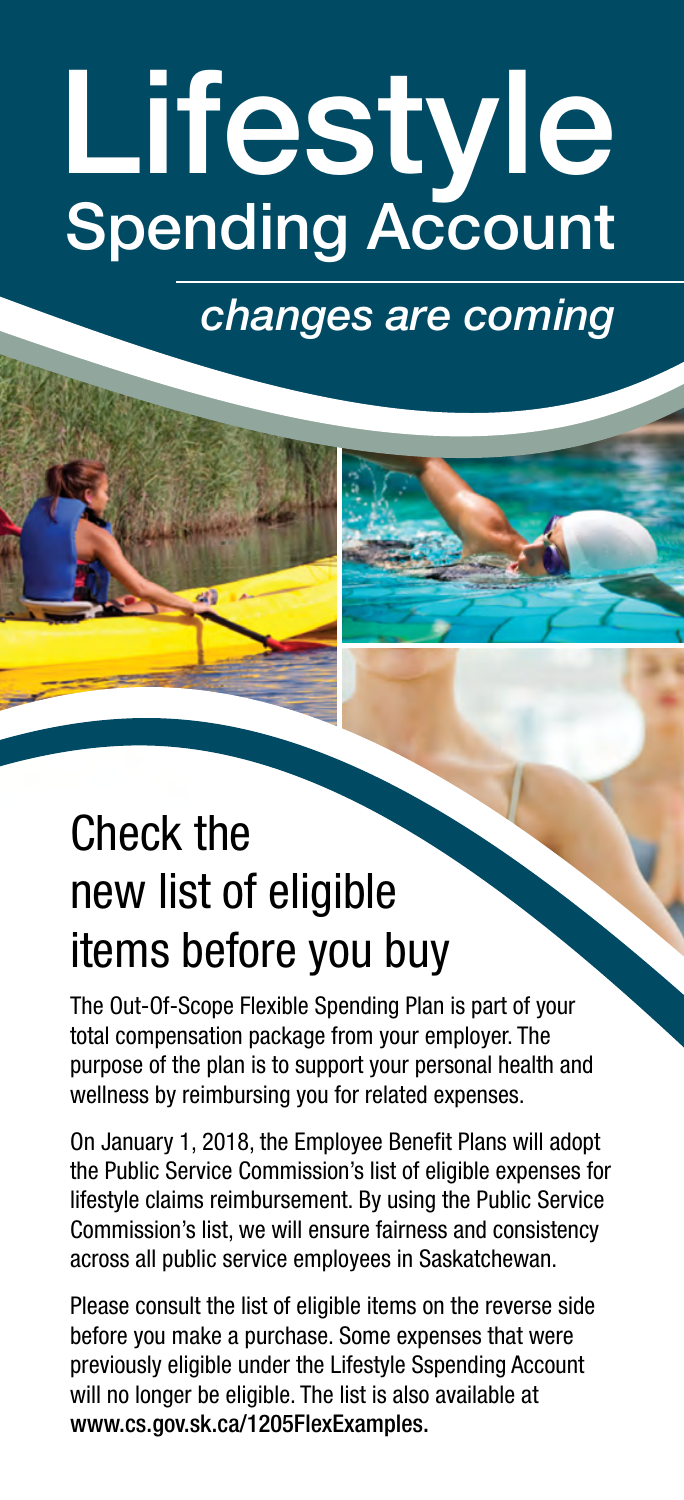# Lifestyle Spending Account

*changes are coming*

## Check the new list of eligible items before you buy

The Out-Of-Scope Flexible Spending Plan is part of your total compensation package from your employer. The purpose of the plan is to support your personal health and wellness by reimbursing you for related expenses.

On January 1, 2018, the Employee Benefit Plans will adopt the Public Service Commission's list of eligible expenses for lifestyle claims reimbursement. By using the Public Service Commission's list, we will ensure fairness and consistency across all public service employees in Saskatchewan.

Please consult the list of eligible items on the reverse side before you make a purchase. Some expenses that were previously eligible under the Lifestyle Sspending Account will no longer be eligible. The list is also available at **www.cs.gov.sk.ca/1205FlexExamples.**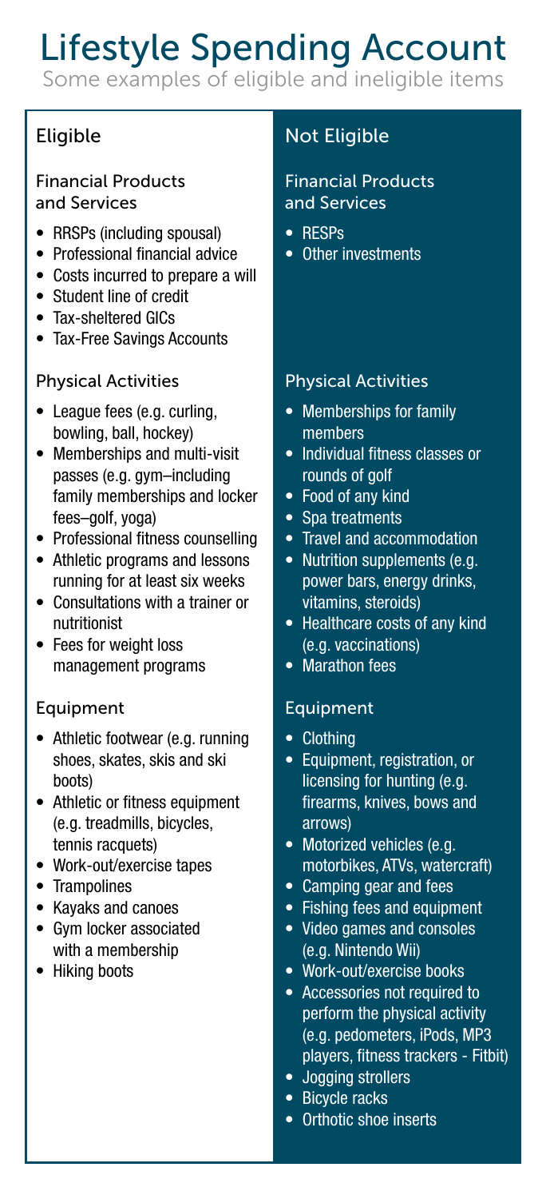# Lifestyle Spending Account

Some examples of eligible and ineligible items

## Eligible

### Financial Products and Services

- RRSPs (including spousal)
- Professional financial advice
- Costs incurred to prepare a will
- Student line of credit
- Tax-sheltered GICs
- Tax-Free Savings Accounts

### Physical Activities

- League fees (e.g. curling, bowling, ball, hockey)
- Memberships and multi-visit passes (e.g. gym–including family memberships and locker fees–golf, yoga)
- Professional fitness counselling
- Athletic programs and lessons running for at least six weeks
- Consultations with a trainer or nutritionist
- Fees for weight loss management programs

### Equipment

- Athletic footwear (e.g. running shoes, skates, skis and ski boots)
- Athletic or fitness equipment (e.g. treadmills, bicycles, tennis racquets)
- Work-out/exercise tapes
- Trampolines
- Kayaks and canoes
- Gym locker associated with a membership
- Hiking boots

## Not Eligible

### Financial Products and Services

- RESPs
- Other investments

### Physical Activities

- Memberships for family members
- Individual fitness classes or rounds of golf
- Food of any kind
- Spa treatments
- Travel and accommodation
- Nutrition supplements (e.g. power bars, energy drinks, vitamins, steroids)
- Healthcare costs of any kind (e.g. vaccinations)
- Marathon fees

### Equipment

- Clothing
- Equipment, registration, or licensing for hunting (e.g. firearms, knives, bows and arrows)
- Motorized vehicles (e.g. motorbikes, ATVs, watercraft)
- Camping gear and fees
- Fishing fees and equipment
- Video games and consoles (e.g. Nintendo Wii)
- Work-out/exercise books
- Accessories not required to perform the physical activity (e.g. pedometers, iPods, MP3 players, fitness trackers - Fitbit)
- Jogging strollers
- Bicycle racks
- Orthotic shoe inserts